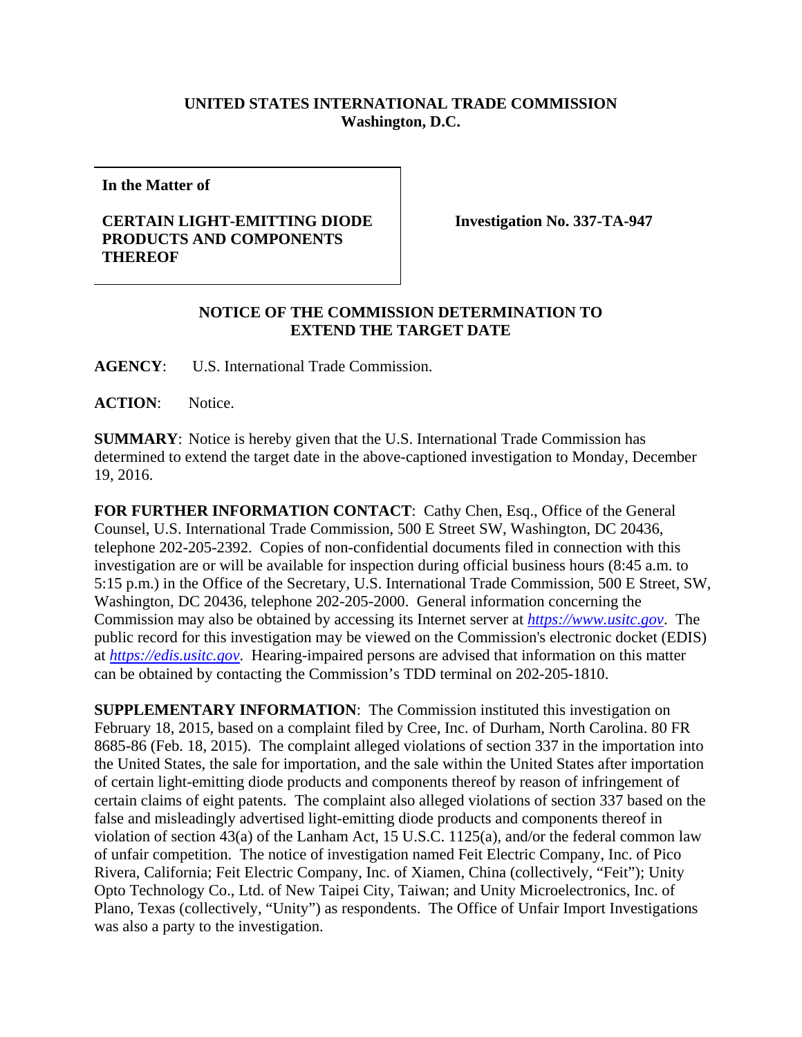**UNITED STATES INTERNATIONAL TRADE COMMISSION**
**Washington, D.C.**

| **In the Matter of**<br><br>**CERTAIN LIGHT-EMITTING DIODE PRODUCTS AND COMPONENTS THEREOF** | **Investigation No. 337-TA-947** |
|---|---|

## NOTICE OF THE COMMISSION DETERMINATION TO EXTEND THE TARGET DATE

**AGENCY**: U.S. International Trade Commission.

**ACTION**: Notice.

**SUMMARY**: Notice is hereby given that the U.S. International Trade Commission has determined to extend the target date in the above-captioned investigation to Monday, December 19, 2016.

**FOR FURTHER INFORMATION CONTACT**: Cathy Chen, Esq., Office of the General Counsel, U.S. International Trade Commission, 500 E Street SW, Washington, DC 20436, telephone 202-205-2392. Copies of non-confidential documents filed in connection with this investigation are or will be available for inspection during official business hours (8:45 a.m. to 5:15 p.m.) in the Office of the Secretary, U.S. International Trade Commission, 500 E Street, SW, Washington, DC 20436, telephone 202-205-2000. General information concerning the Commission may also be obtained by accessing its Internet server at *https://www.usitc.gov*. The public record for this investigation may be viewed on the Commission's electronic docket (EDIS) at *https://edis.usitc.gov*. Hearing-impaired persons are advised that information on this matter can be obtained by contacting the Commission's TDD terminal on 202-205-1810.

**SUPPLEMENTARY INFORMATION**: The Commission instituted this investigation on February 18, 2015, based on a complaint filed by Cree, Inc. of Durham, North Carolina. 80 FR 8685-86 (Feb. 18, 2015). The complaint alleged violations of section 337 in the importation into the United States, the sale for importation, and the sale within the United States after importation of certain light-emitting diode products and components thereof by reason of infringement of certain claims of eight patents. The complaint also alleged violations of section 337 based on the false and misleadingly advertised light-emitting diode products and components thereof in violation of section 43(a) of the Lanham Act, 15 U.S.C. 1125(a), and/or the federal common law of unfair competition. The notice of investigation named Feit Electric Company, Inc. of Pico Rivera, California; Feit Electric Company, Inc. of Xiamen, China (collectively, "Feit"); Unity Opto Technology Co., Ltd. of New Taipei City, Taiwan; and Unity Microelectronics, Inc. of Plano, Texas (collectively, "Unity") as respondents. The Office of Unfair Import Investigations was also a party to the investigation.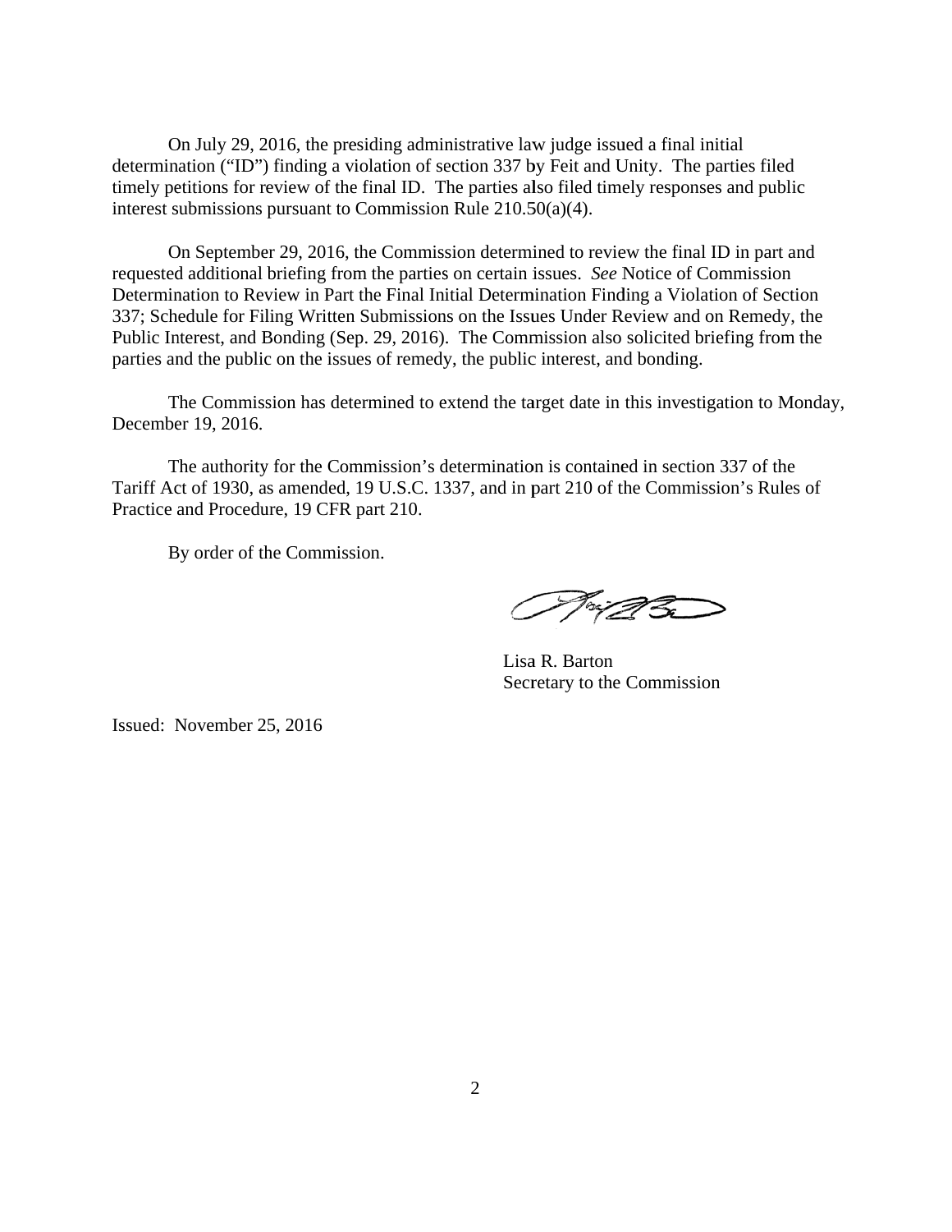On July 29, 2016, the presiding administrative law judge issued a final initial determination ("ID") finding a violation of section 337 by Feit and Unity. The parties filed timely petitions for review of the final ID. The parties also filed timely responses and public interest submissions pursuant to Commission Rule 210.50(a)(4).

On September 29, 2016, the Commission determined to review the final ID in part and requested additional briefing from the parties on certain issues. *See* Notice of Commission Determination to Review in Part the Final Initial Determination Finding a Violation of Section 337; Schedule for Filing Written Submissions on the Issues Under Review and on Remedy, the Public Interest, and Bonding (Sep. 29, 2016). The Commission also solicited briefing from the parties and the public on the issues of remedy, the public interest, and bonding.

The Commission has determined to extend the target date in this investigation to Monday, December 19, 2016.

The authority for the Commission's determination is contained in section 337 of the Tariff Act of 1930, as amended, 19 U.S.C. 1337, and in part 210 of the Commission's Rules of Practice and Procedure, 19 CFR part 210.

By order of the Commission.

Lisa R. Barton
Secretary to the Commission

Issued: November 25, 2016